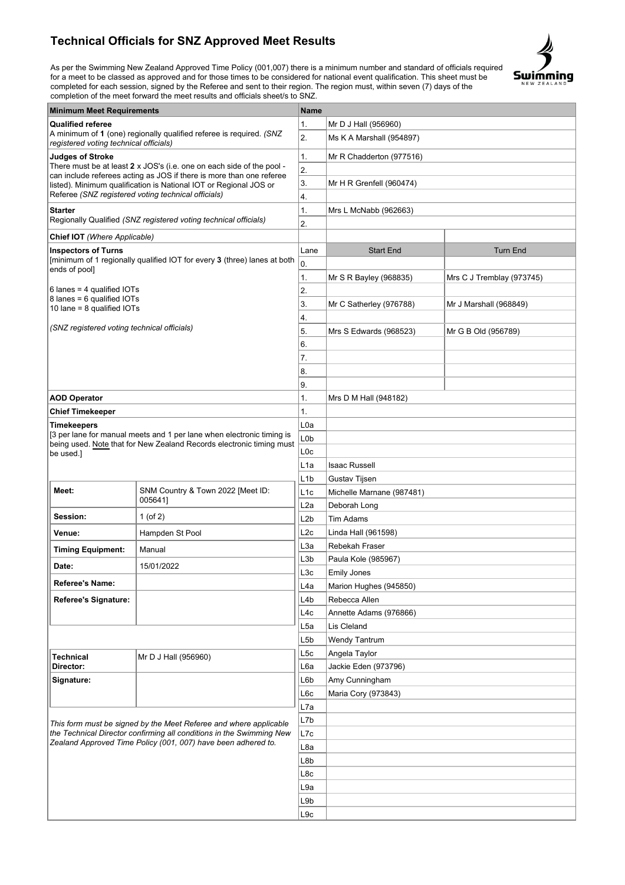# Technical Officials for SNZ Approved Meet Results

As per the Swimming New Zealand Approved Time Policy (001,007) there is a minimum number and standard of officials required for a meet to be classed as approved and for those times to be considered for national event qualification. This sheet must be completed for each session, signed by the Referee and sent to their region. The region must, within seven (7) days of the completion of the meet forward the meet results and officials sheet/s to SNZ.

| Minimum Meet Requirements | Name | | |
|---|---|---|---|
| **Qualified referee**<br>A minimum of **1** (one) regionally qualified referee is required. *(SNZ registered voting technical officials)* | 1. | Mr D J Hall (956960) | |
| | 2. | Ms K A Marshall (954897) | |
| **Judges of Stroke**<br>There must be at least **2** x JOS's (i.e. one on each side of the pool - can include referees acting as JOS if there is more than one referee listed). Minimum qualification is National IOT or Regional JOS or Referee *(SNZ registered voting technical officials)* | 1. | Mr R Chadderton (977516) | |
| | 2. | | |
| | 3. | Mr H R Grenfell (960474) | |
| | 4. | | |
| **Starter**<br>Regionally Qualified *(SNZ registered voting technical officials)* | 1. | Mrs L McNabb (962663) | |
| | 2. | | |
| **Chief IOT** *(Where Applicable)* | | | |
| **Inspectors of Turns**<br>[minimum of 1 regionally qualified IOT for every **3** (three) lanes at both ends of pool]<br><br>6 lanes = 4 qualified IOTs<br>8 lanes = 6 qualified IOTs<br>10 lane = 8 qualified IOTs<br><br>*(SNZ registered voting technical officials)* | Lane | Start End | Turn End |
| | 0. | | |
| | 1. | Mr S R Bayley (968835) | Mrs C J Tremblay (973745) |
| | 2. | | |
| | 3. | Mr C Satherley (976788) | Mr J Marshall (968849) |
| | 4. | | |
| | 5. | Mrs S Edwards (968523) | Mr G B Old (956789) |
| | 6. | | |
| | 7. | | |
| | 8. | | |
| | 9. | | |
| **AOD Operator** | 1. | Mrs D M Hall (948182) | |
| **Chief Timekeeper** | 1. | | |
| **Timekeepers**<br>[3 per lane for manual meets and 1 per lane when electronic timing is being used. Note that for New Zealand Records electronic timing must be used.] | L0a | | |
| | L0b | | |
| | L0c | | |
| | L1a | Isaac Russell | |
| | L1b | Gustav Tijsen | |
| | L1c | Michelle Marnane (987481) | |
| | L2a | Deborah Long | |
| | L2b | Tim Adams | |
| | L2c | Linda Hall (961598) | |
| | L3a | Rebekah Fraser | |
| | L3b | Paula Kole (985967) | |
| | L3c | Emily Jones | |
| | L4a | Marion Hughes (945850) | |
| | L4b | Rebecca Allen | |
| | L4c | Annette Adams (976866) | |
| | L5a | Lis Cleland | |
| | L5b | Wendy Tantrum | |
| | L5c | Angela Taylor | |
| | L6a | Jackie Eden (973796) | |
| | L6b | Amy Cunningham | |
| | L6c | Maria Cory (973843) | |
| | L7a | | |
| | L7b | | |
| | L7c | | |
| | L8a | | |
| | L8b | | |
| | L8c | | |
| | L9a | | |
| | L9b | | |
| | L9c | | |

| | |
|---|---|
| **Meet:** | SNM Country & Town 2022 [Meet ID: 005641] |
| **Session:** | 1 (of 2) |
| **Venue:** | Hampden St Pool |
| **Timing Equipment:** | Manual |
| **Date:** | 15/01/2022 |
| **Referee's Name:** | |
| **Referee's Signature:** | |

| | |
|---|---|
| **Technical Director:** | Mr D J Hall (956960) |
| **Signature:** | |

*This form must be signed by the Meet Referee and where applicable the Technical Director confirming all conditions in the Swimming New Zealand Approved Time Policy (001, 007) have been adhered to.*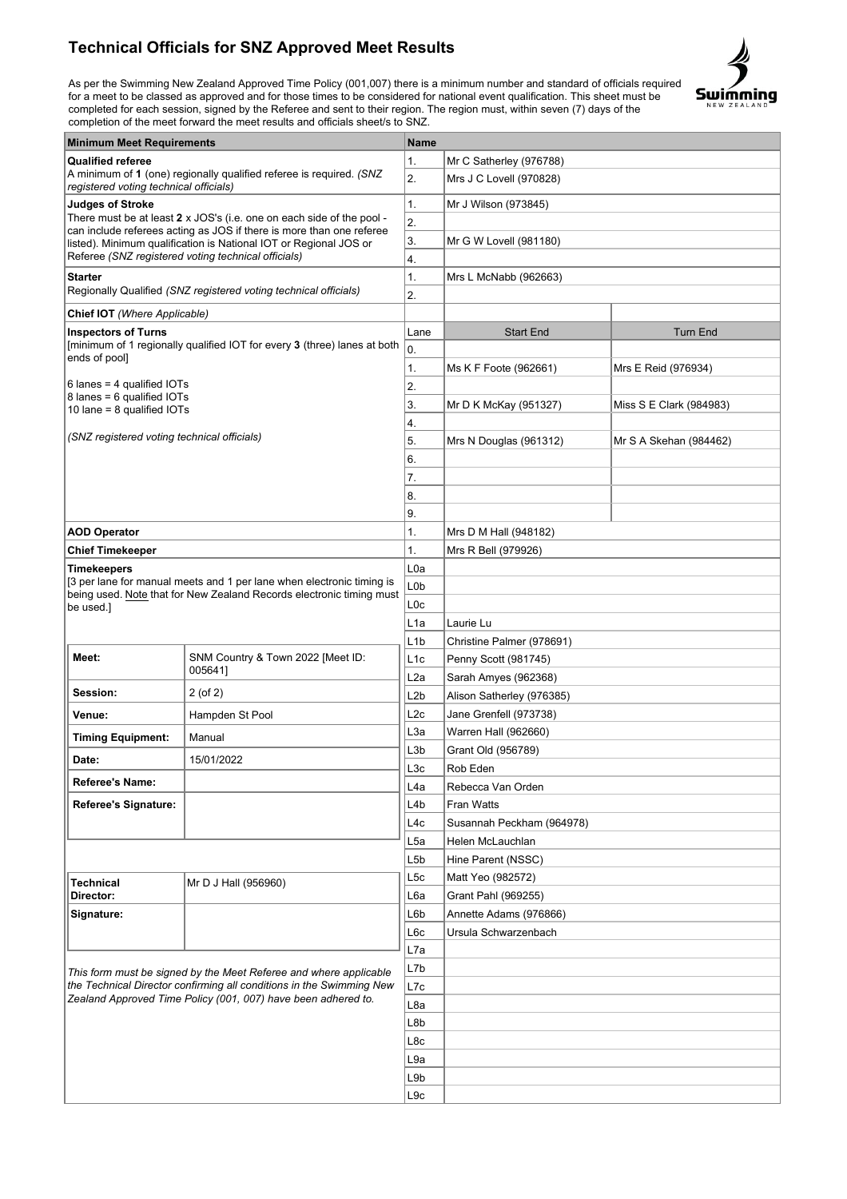# Technical Officials for SNZ Approved Meet Results

As per the Swimming New Zealand Approved Time Policy (001,007) there is a minimum number and standard of officials required for a meet to be classed as approved and for those times to be considered for national event qualification. This sheet must be completed for each session, signed by the Referee and sent to their region. The region must, within seven (7) days of the completion of the meet forward the meet results and officials sheet/s to SNZ.

| Minimum Meet Requirements | Name | | |
|---|---|---|---|
| **Qualified referee** A minimum of **1** (one) regionally qualified referee is required. *(SNZ registered voting technical officials)* | 1. | Mr C Satherley (976788) | |
| | 2. | Mrs J C Lovell (970828) | |
| **Judges of Stroke** There must be at least **2** x JOS's (i.e. one on each side of the pool - can include referees acting as JOS if there is more than one referee listed). Minimum qualification is National IOT or Regional JOS or Referee *(SNZ registered voting technical officials)* | 1. | Mr J Wilson (973845) | |
| | 2. | | |
| | 3. | Mr G W Lovell (981180) | |
| | 4. | | |
| **Starter** Regionally Qualified *(SNZ registered voting technical officials)* | 1. | Mrs L McNabb (962663) | |
| | 2. | | |
| **Chief IOT** *(Where Applicable)* | | | |
| **Inspectors of Turns** [minimum of 1 regionally qualified IOT for every **3** (three) lanes at both ends of pool] 6 lanes = 4 qualified IOTs 8 lanes = 6 qualified IOTs 10 lane = 8 qualified IOTs *(SNZ registered voting technical officials)* | Lane | Start End | Turn End |
| | 0. | | |
| | 1. | Ms K F Foote (962661) | Mrs E Reid (976934) |
| | 2. | | |
| | 3. | Mr D K McKay (951327) | Miss S E Clark (984983) |
| | 4. | | |
| | 5. | Mrs N Douglas (961312) | Mr S A Skehan (984462) |
| | 6. | | |
| | 7. | | |
| | 8. | | |
| | 9. | | |
| **AOD Operator** | 1. | Mrs D M Hall (948182) | |
| **Chief Timekeeper** | 1. | Mrs R Bell (979926) | |
| **Timekeepers** [3 per lane for manual meets and 1 per lane when electronic timing is being used. Note that for New Zealand Records electronic timing must be used.] | L0a | | |
| | L0b | | |
| | L0c | | |
| | L1a | Laurie Lu | |
| | L1b | Christine Palmer (978691) | |
| | L1c | Penny Scott (981745) | |
| | L2a | Sarah Amyes (962368) | |
| | L2b | Alison Satherley (976385) | |
| | L2c | Jane Grenfell (973738) | |
| | L3a | Warren Hall (962660) | |
| | L3b | Grant Old (956789) | |
| | L3c | Rob Eden | |
| | L4a | Rebecca Van Orden | |
| | L4b | Fran Watts | |
| | L4c | Susannah Peckham (964978) | |
| | L5a | Helen McLauchlan | |
| | L5b | Hine Parent (NSSC) | |
| | L5c | Matt Yeo (982572) | |
| | L6a | Grant Pahl (969255) | |
| | L6b | Annette Adams (976866) | |
| | L6c | Ursula Schwarzenbach | |
| | L7a | | |
| | L7b | | |
| | L7c | | |
| | L8a | | |
| | L8b | | |
| | L8c | | |
| | L9a | | |
| | L9b | | |
| | L9c | | |

| | |
|---|---|
| **Meet:** | SNM Country & Town 2022 [Meet ID: 005641] |
| **Session:** | 2 (of 2) |
| **Venue:** | Hampden St Pool |
| **Timing Equipment:** | Manual |
| **Date:** | 15/01/2022 |
| **Referee's Name:** | |
| **Referee's Signature:** | |

| | |
|---|---|
| **Technical Director:** | Mr D J Hall (956960) |
| **Signature:** | |

*This form must be signed by the Meet Referee and where applicable the Technical Director confirming all conditions in the Swimming New Zealand Approved Time Policy (001, 007) have been adhered to.*